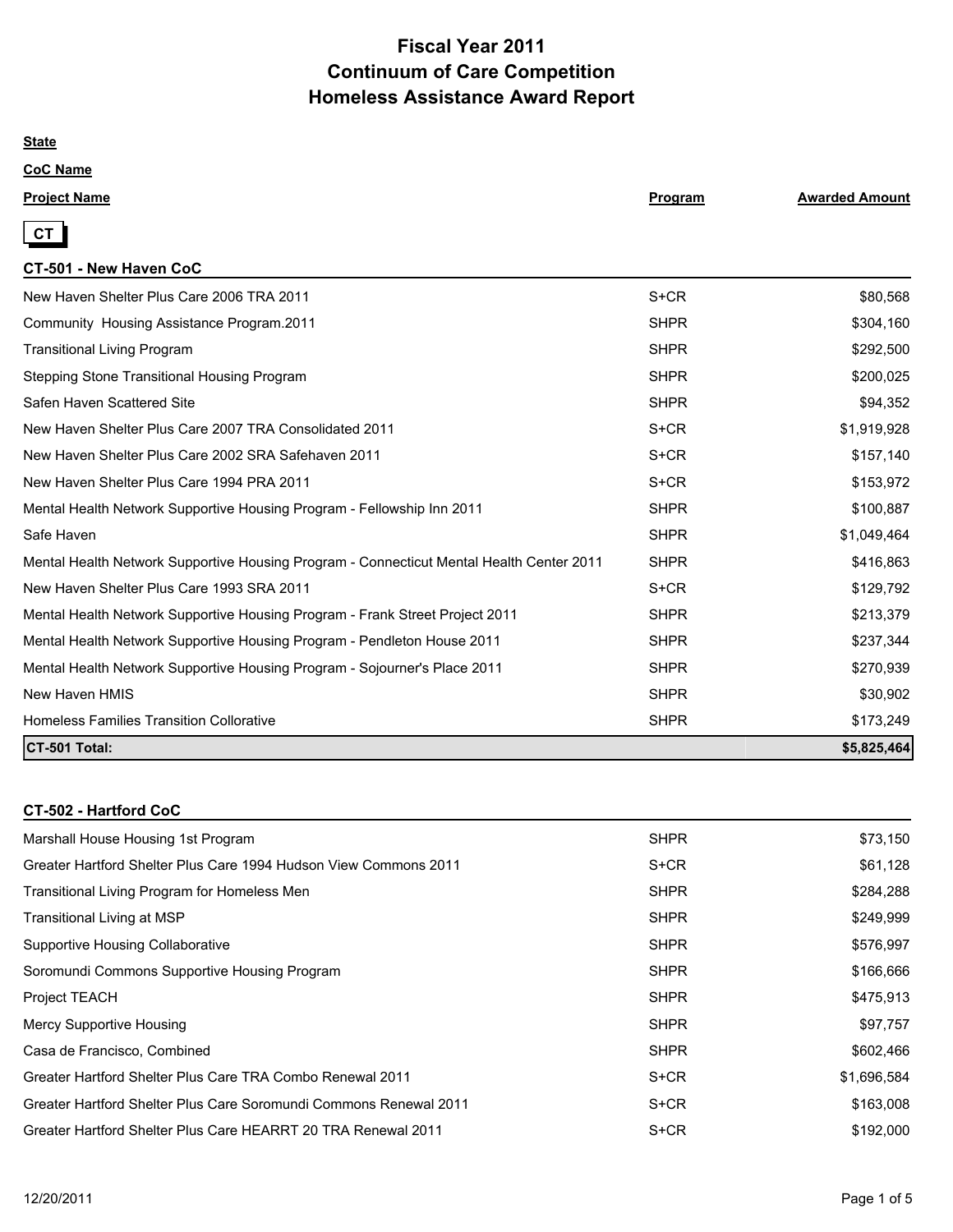# Fiscal Year 2011
# Continuum of Care Competition
# Homeless Assistance Award Report

**State**

**CoC Name**

| Project Name | Program | Awarded Amount |
| --- | --- | --- |

**CT**

## CT-501 - New Haven CoC

| Project Name | Program | Awarded Amount |
| --- | --- | --- |
| New Haven Shelter Plus Care 2006 TRA 2011 | S+CR | $80,568 |
| Community  Housing Assistance Program.2011 | SHPR | $304,160 |
| Transitional Living Program | SHPR | $292,500 |
| Stepping Stone Transitional Housing Program | SHPR | $200,025 |
| Safen Haven Scattered Site | SHPR | $94,352 |
| New Haven Shelter Plus Care 2007 TRA Consolidated 2011 | S+CR | $1,919,928 |
| New Haven Shelter Plus Care 2002 SRA Safehaven 2011 | S+CR | $157,140 |
| New Haven Shelter Plus Care 1994 PRA 2011 | S+CR | $153,972 |
| Mental Health Network Supportive Housing Program - Fellowship Inn 2011 | SHPR | $100,887 |
| Safe Haven | SHPR | $1,049,464 |
| Mental Health Network Supportive Housing Program - Connecticut Mental Health Center 2011 | SHPR | $416,863 |
| New Haven Shelter Plus Care 1993 SRA 2011 | S+CR | $129,792 |
| Mental Health Network Supportive Housing Program - Frank Street Project 2011 | SHPR | $213,379 |
| Mental Health Network Supportive Housing Program - Pendleton House 2011 | SHPR | $237,344 |
| Mental Health Network Supportive Housing Program - Sojourner's Place 2011 | SHPR | $270,939 |
| New Haven HMIS | SHPR | $30,902 |
| Homeless Families Transition Collorative | SHPR | $173,249 |
| **CT-501 Total:** | | **$5,825,464** |

## CT-502 - Hartford CoC

| Project Name | Program | Awarded Amount |
| --- | --- | --- |
| Marshall House Housing 1st Program | SHPR | $73,150 |
| Greater Hartford Shelter Plus Care 1994 Hudson View Commons 2011 | S+CR | $61,128 |
| Transitional Living Program for Homeless Men | SHPR | $284,288 |
| Transitional Living at MSP | SHPR | $249,999 |
| Supportive Housing Collaborative | SHPR | $576,997 |
| Soromundi Commons Supportive Housing Program | SHPR | $166,666 |
| Project TEACH | SHPR | $475,913 |
| Mercy Supportive Housing | SHPR | $97,757 |
| Casa de Francisco, Combined | SHPR | $602,466 |
| Greater Hartford Shelter Plus Care TRA Combo Renewal 2011 | S+CR | $1,696,584 |
| Greater Hartford Shelter Plus Care Soromundi Commons Renewal 2011 | S+CR | $163,008 |
| Greater Hartford Shelter Plus Care HEARRT 20 TRA Renewal 2011 | S+CR | $192,000 |

12/20/2011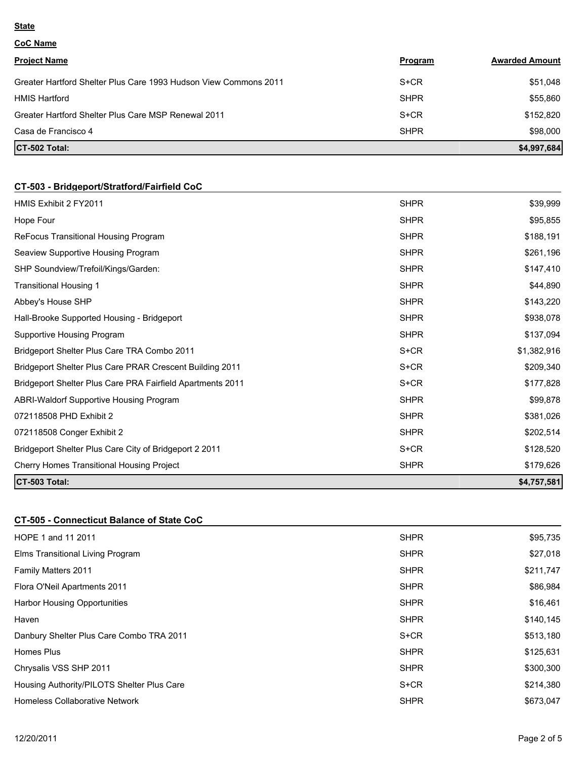**State**

**CoC Name**

| Project Name | Program | Awarded Amount |
|---|---|---|
| Greater Hartford Shelter Plus Care 1993 Hudson View Commons 2011 | S+CR | $51,048 |
| HMIS Hartford | SHPR | $55,860 |
| Greater Hartford Shelter Plus Care MSP Renewal 2011 | S+CR | $152,820 |
| Casa de Francisco 4 | SHPR | $98,000 |
| **CT-502 Total:** | | **$4,997,684** |

## CT-503 - Bridgeport/Stratford/Fairfield CoC

| Project Name | Program | Awarded Amount |
|---|---|---|
| HMIS Exhibit 2 FY2011 | SHPR | $39,999 |
| Hope Four | SHPR | $95,855 |
| ReFocus Transitional Housing Program | SHPR | $188,191 |
| Seaview Supportive Housing Program | SHPR | $261,196 |
| SHP Soundview/Trefoil/Kings/Garden: | SHPR | $147,410 |
| Transitional Housing 1 | SHPR | $44,890 |
| Abbey's House SHP | SHPR | $143,220 |
| Hall-Brooke Supported Housing - Bridgeport | SHPR | $938,078 |
| Supportive Housing Program | SHPR | $137,094 |
| Bridgeport Shelter Plus Care TRA Combo 2011 | S+CR | $1,382,916 |
| Bridgeport Shelter Plus Care PRAR Crescent Building 2011 | S+CR | $209,340 |
| Bridgeport Shelter Plus Care PRA Fairfield Apartments 2011 | S+CR | $177,828 |
| ABRI-Waldorf Supportive Housing Program | SHPR | $99,878 |
| 072118508 PHD Exhibit 2 | SHPR | $381,026 |
| 072118508 Conger Exhibit 2 | SHPR | $202,514 |
| Bridgeport Shelter Plus Care City of Bridgeport 2 2011 | S+CR | $128,520 |
| Cherry Homes Transitional Housing Project | SHPR | $179,626 |
| **CT-503 Total:** | | **$4,757,581** |

## CT-505 - Connecticut Balance of State CoC

| Project Name | Program | Awarded Amount |
|---|---|---|
| HOPE 1 and 11 2011 | SHPR | $95,735 |
| Elms Transitional Living Program | SHPR | $27,018 |
| Family Matters 2011 | SHPR | $211,747 |
| Flora O'Neil Apartments 2011 | SHPR | $86,984 |
| Harbor Housing Opportunities | SHPR | $16,461 |
| Haven | SHPR | $140,145 |
| Danbury Shelter Plus Care Combo TRA 2011 | S+CR | $513,180 |
| Homes Plus | SHPR | $125,631 |
| Chrysalis VSS SHP 2011 | SHPR | $300,300 |
| Housing Authority/PILOTS Shelter Plus Care | S+CR | $214,380 |
| Homeless Collaborative Network | SHPR | $673,047 |

12/20/2011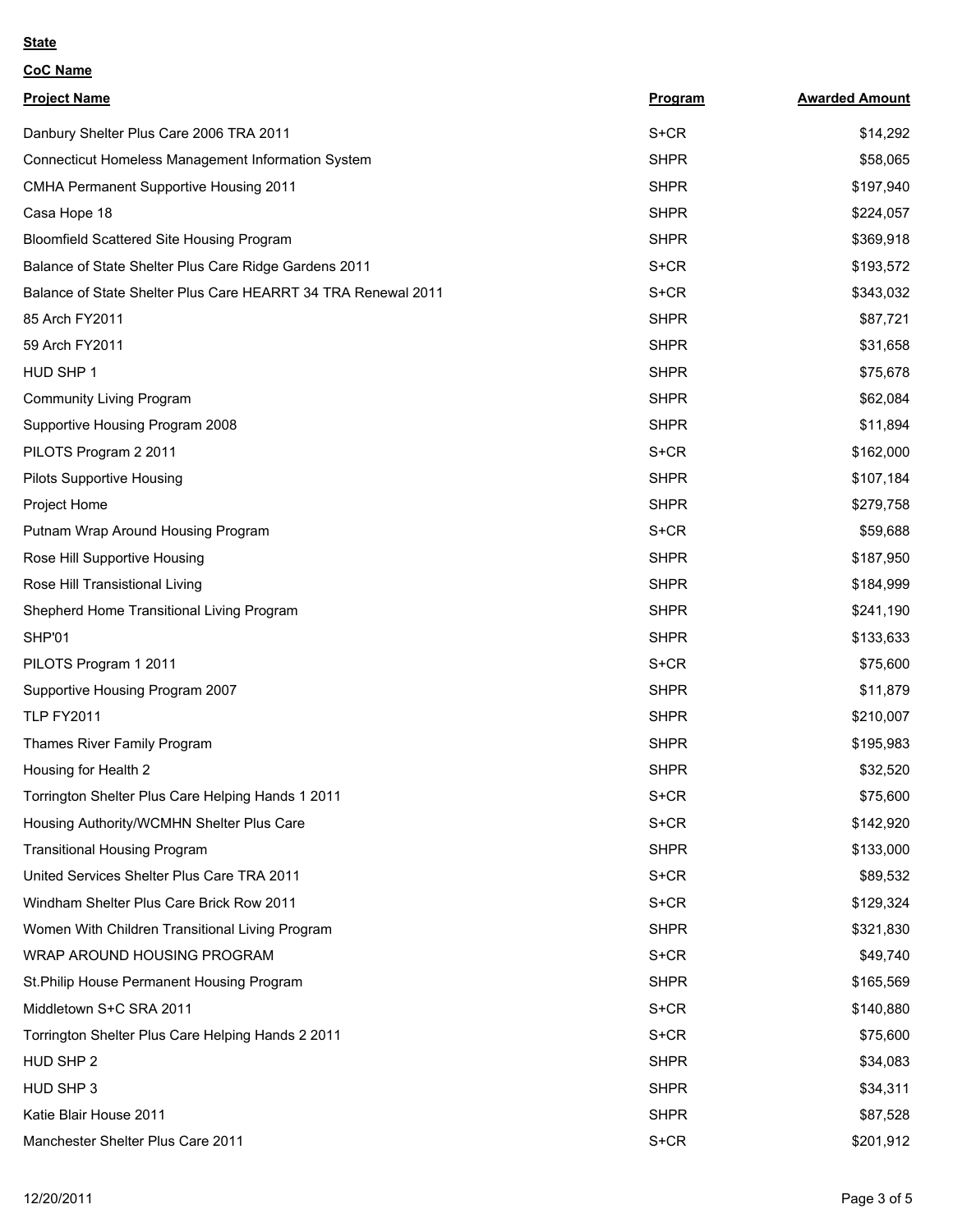**State**

**CoC Name**

| **Project Name** | **Program** | **Awarded Amount** |
|---|---|---|
| Danbury Shelter Plus Care 2006 TRA 2011 | S+CR | $14,292 |
| Connecticut Homeless Management Information System | SHPR | $58,065 |
| CMHA Permanent Supportive Housing 2011 | SHPR | $197,940 |
| Casa Hope 18 | SHPR | $224,057 |
| Bloomfield Scattered Site Housing Program | SHPR | $369,918 |
| Balance of State Shelter Plus Care Ridge Gardens 2011 | S+CR | $193,572 |
| Balance of State Shelter Plus Care HEARRT 34 TRA Renewal 2011 | S+CR | $343,032 |
| 85 Arch FY2011 | SHPR | $87,721 |
| 59 Arch FY2011 | SHPR | $31,658 |
| HUD SHP 1 | SHPR | $75,678 |
| Community Living Program | SHPR | $62,084 |
| Supportive Housing Program 2008 | SHPR | $11,894 |
| PILOTS Program 2 2011 | S+CR | $162,000 |
| Pilots Supportive Housing | SHPR | $107,184 |
| Project Home | SHPR | $279,758 |
| Putnam Wrap Around Housing Program | S+CR | $59,688 |
| Rose Hill Supportive Housing | SHPR | $187,950 |
| Rose Hill Transistional Living | SHPR | $184,999 |
| Shepherd Home Transitional Living Program | SHPR | $241,190 |
| SHP'01 | SHPR | $133,633 |
| PILOTS Program 1 2011 | S+CR | $75,600 |
| Supportive Housing Program 2007 | SHPR | $11,879 |
| TLP FY2011 | SHPR | $210,007 |
| Thames River Family Program | SHPR | $195,983 |
| Housing for Health 2 | SHPR | $32,520 |
| Torrington Shelter Plus Care Helping Hands 1 2011 | S+CR | $75,600 |
| Housing Authority/WCMHN Shelter Plus Care | S+CR | $142,920 |
| Transitional Housing Program | SHPR | $133,000 |
| United Services Shelter Plus Care TRA 2011 | S+CR | $89,532 |
| Windham Shelter Plus Care Brick Row 2011 | S+CR | $129,324 |
| Women With Children Transitional Living Program | SHPR | $321,830 |
| WRAP AROUND HOUSING PROGRAM | S+CR | $49,740 |
| St.Philip House Permanent Housing Program | SHPR | $165,569 |
| Middletown S+C SRA 2011 | S+CR | $140,880 |
| Torrington Shelter Plus Care Helping Hands 2 2011 | S+CR | $75,600 |
| HUD SHP 2 | SHPR | $34,083 |
| HUD SHP 3 | SHPR | $34,311 |
| Katie Blair House 2011 | SHPR | $87,528 |
| Manchester Shelter Plus Care 2011 | S+CR | $201,912 |

12/20/2011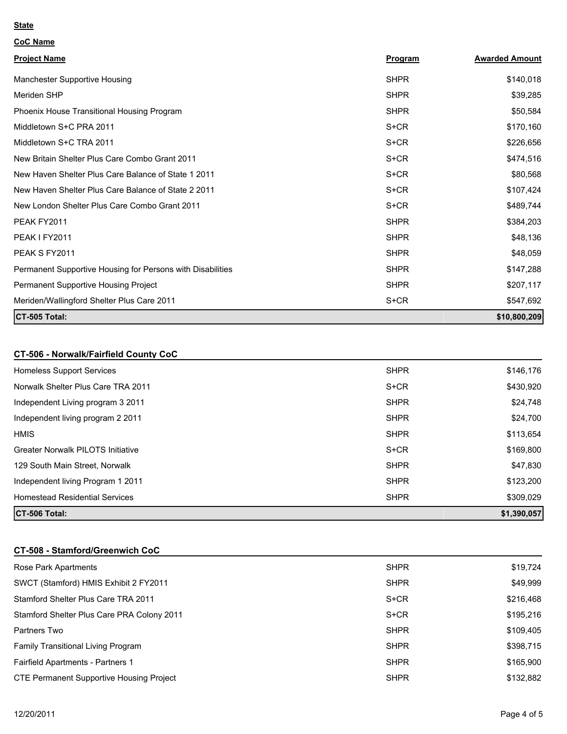**State**

**CoC Name**

| Project Name | Program | Awarded Amount |
| --- | --- | --- |
| Manchester Supportive Housing | SHPR | $140,018 |
| Meriden SHP | SHPR | $39,285 |
| Phoenix House Transitional Housing Program | SHPR | $50,584 |
| Middletown S+C PRA 2011 | S+CR | $170,160 |
| Middletown S+C TRA 2011 | S+CR | $226,656 |
| New Britain Shelter Plus Care Combo Grant 2011 | S+CR | $474,516 |
| New Haven Shelter Plus Care Balance of State 1 2011 | S+CR | $80,568 |
| New Haven Shelter Plus Care Balance of State 2 2011 | S+CR | $107,424 |
| New London Shelter Plus Care Combo Grant 2011 | S+CR | $489,744 |
| PEAK FY2011 | SHPR | $384,203 |
| PEAK I FY2011 | SHPR | $48,136 |
| PEAK S FY2011 | SHPR | $48,059 |
| Permanent Supportive Housing for Persons with Disabilities | SHPR | $147,288 |
| Permanent Supportive Housing Project | SHPR | $207,117 |
| Meriden/Wallingford Shelter Plus Care 2011 | S+CR | $547,692 |
| **CT-505 Total:** | | **$10,800,209** |

### CT-506 - Norwalk/Fairfield County CoC

| Project Name | Program | Awarded Amount |
| --- | --- | --- |
| Homeless Support Services | SHPR | $146,176 |
| Norwalk Shelter Plus Care TRA 2011 | S+CR | $430,920 |
| Independent Living program 3 2011 | SHPR | $24,748 |
| Independent living program 2 2011 | SHPR | $24,700 |
| HMIS | SHPR | $113,654 |
| Greater Norwalk PILOTS Initiative | S+CR | $169,800 |
| 129 South Main Street, Norwalk | SHPR | $47,830 |
| Independent living Program 1 2011 | SHPR | $123,200 |
| Homestead Residential Services | SHPR | $309,029 |
| **CT-506 Total:** | | **$1,390,057** |

### CT-508 - Stamford/Greenwich CoC

| Project Name | Program | Awarded Amount |
| --- | --- | --- |
| Rose Park Apartments | SHPR | $19,724 |
| SWCT (Stamford) HMIS Exhibit 2 FY2011 | SHPR | $49,999 |
| Stamford Shelter Plus Care TRA 2011 | S+CR | $216,468 |
| Stamford Shelter Plus Care PRA Colony 2011 | S+CR | $195,216 |
| Partners Two | SHPR | $109,405 |
| Family Transitional Living Program | SHPR | $398,715 |
| Fairfield Apartments - Partners 1 | SHPR | $165,900 |
| CTE Permanent Supportive Housing Project | SHPR | $132,882 |

12/20/2011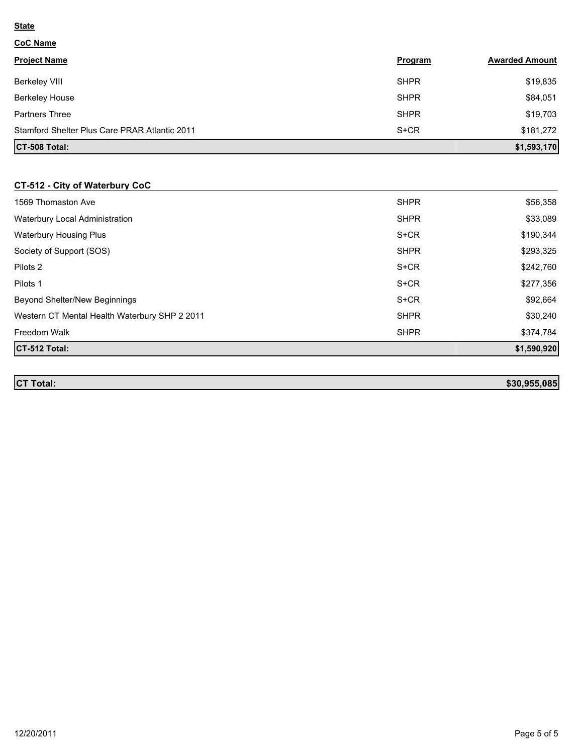**State**

**CoC Name**

| Project Name | Program | Awarded Amount |
| --- | --- | --- |
| Berkeley VIII | SHPR | $19,835 |
| Berkeley House | SHPR | $84,051 |
| Partners Three | SHPR | $19,703 |
| Stamford Shelter Plus Care PRAR Atlantic 2011 | S+CR | $181,272 |
| **CT-508 Total:** | | **$1,593,170** |

**CT-512 - City of Waterbury CoC**

| Project Name | Program | Awarded Amount |
| --- | --- | --- |
| 1569 Thomaston Ave | SHPR | $56,358 |
| Waterbury Local Administration | SHPR | $33,089 |
| Waterbury Housing Plus | S+CR | $190,344 |
| Society of Support (SOS) | SHPR | $293,325 |
| Pilots 2 | S+CR | $242,760 |
| Pilots 1 | S+CR | $277,356 |
| Beyond Shelter/New Beginnings | S+CR | $92,664 |
| Western CT Mental Health Waterbury SHP 2 2011 | SHPR | $30,240 |
| Freedom Walk | SHPR | $374,784 |
| **CT-512 Total:** | | **$1,590,920** |

| | |
| --- | --- |
| **CT Total:** | **$30,955,085** |

12/20/2011